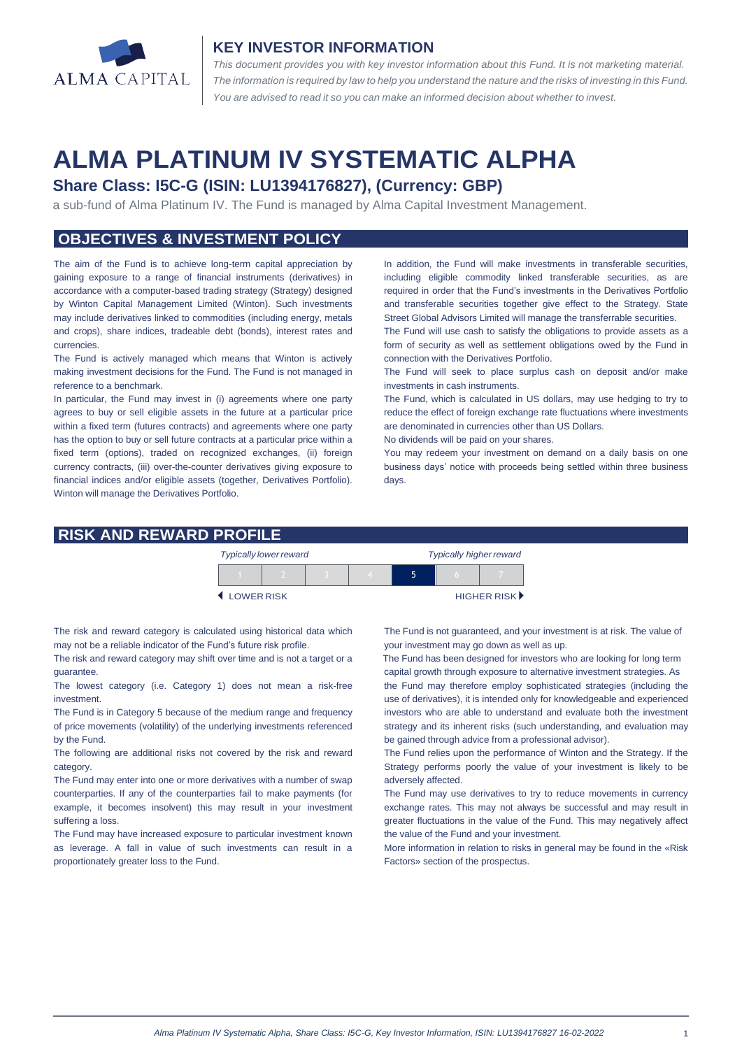ALMA CAPITAL

## KEY INVESTOR INFORMATION

*This document provides you with key investor information about this Fund. It is not marketing material. The information is required by law to help you understand the nature and the risks of investing in this Fund. You are advised to read it so you can make an informed decision about whether to invest.*

# ALMA PLATINUM IV SYSTEMATIC ALPHA

### Share Class: I5C-G (ISIN: LU1394176827), (Currency: GBP)

a sub-fund of Alma Platinum IV. The Fund is managed by Alma Capital Investment Management.

## OBJECTIVES & INVESTMENT POLICY

The aim of the Fund is to achieve long-term capital appreciation by gaining exposure to a range of financial instruments (derivatives) in accordance with a computer-based trading strategy (Strategy) designed by Winton Capital Management Limited (Winton). Such investments may include derivatives linked to commodities (including energy, metals and crops), share indices, tradeable debt (bonds), interest rates and currencies.

The Fund is actively managed which means that Winton is actively making investment decisions for the Fund. The Fund is not managed in reference to a benchmark.

In particular, the Fund may invest in (i) agreements where one party agrees to buy or sell eligible assets in the future at a particular price within a fixed term (futures contracts) and agreements where one party has the option to buy or sell future contracts at a particular price within a fixed term (options), traded on recognized exchanges, (ii) foreign currency contracts, (iii) over-the-counter derivatives giving exposure to financial indices and/or eligible assets (together, Derivatives Portfolio). Winton will manage the Derivatives Portfolio.

In addition, the Fund will make investments in transferable securities, including eligible commodity linked transferable securities, as are required in order that the Fund's investments in the Derivatives Portfolio and transferable securities together give effect to the Strategy. State Street Global Advisors Limited will manage the transferrable securities.

The Fund will use cash to satisfy the obligations to provide assets as a form of security as well as settlement obligations owed by the Fund in connection with the Derivatives Portfolio.

The Fund will seek to place surplus cash on deposit and/or make investments in cash instruments.

The Fund, which is calculated in US dollars, may use hedging to try to reduce the effect of foreign exchange rate fluctuations where investments are denominated in currencies other than US Dollars.

No dividends will be paid on your shares.

You may redeem your investment on demand on a daily basis on one business days' notice with proceeds being settled within three business days.

## RISK AND REWARD PROFILE

| *Typically lower reward* | | | | | | *Typically higher reward* |
|---|---|---|---|---|---|---|
| 1 | 2 | 3 | 4 | **5** | 6 | 7 |
| LOWER RISK | | | | | | HIGHER RISK |

The risk and reward category is calculated using historical data which may not be a reliable indicator of the Fund's future risk profile.

The risk and reward category may shift over time and is not a target or a guarantee.

The lowest category (i.e. Category 1) does not mean a risk-free investment.

The Fund is in Category 5 because of the medium range and frequency of price movements (volatility) of the underlying investments referenced by the Fund.

The following are additional risks not covered by the risk and reward category.

The Fund may enter into one or more derivatives with a number of swap counterparties. If any of the counterparties fail to make payments (for example, it becomes insolvent) this may result in your investment suffering a loss.

The Fund may have increased exposure to particular investment known as leverage. A fall in value of such investments can result in a proportionately greater loss to the Fund.

The Fund is not guaranteed, and your investment is at risk. The value of your investment may go down as well as up.

The Fund has been designed for investors who are looking for long term capital growth through exposure to alternative investment strategies. As the Fund may therefore employ sophisticated strategies (including the use of derivatives), it is intended only for knowledgeable and experienced investors who are able to understand and evaluate both the investment strategy and its inherent risks (such understanding, and evaluation may be gained through advice from a professional advisor).

The Fund relies upon the performance of Winton and the Strategy. If the Strategy performs poorly the value of your investment is likely to be adversely affected.

The Fund may use derivatives to try to reduce movements in currency exchange rates. This may not always be successful and may result in greater fluctuations in the value of the Fund. This may negatively affect the value of the Fund and your investment.

More information in relation to risks in general may be found in the «Risk Factors» section of the prospectus.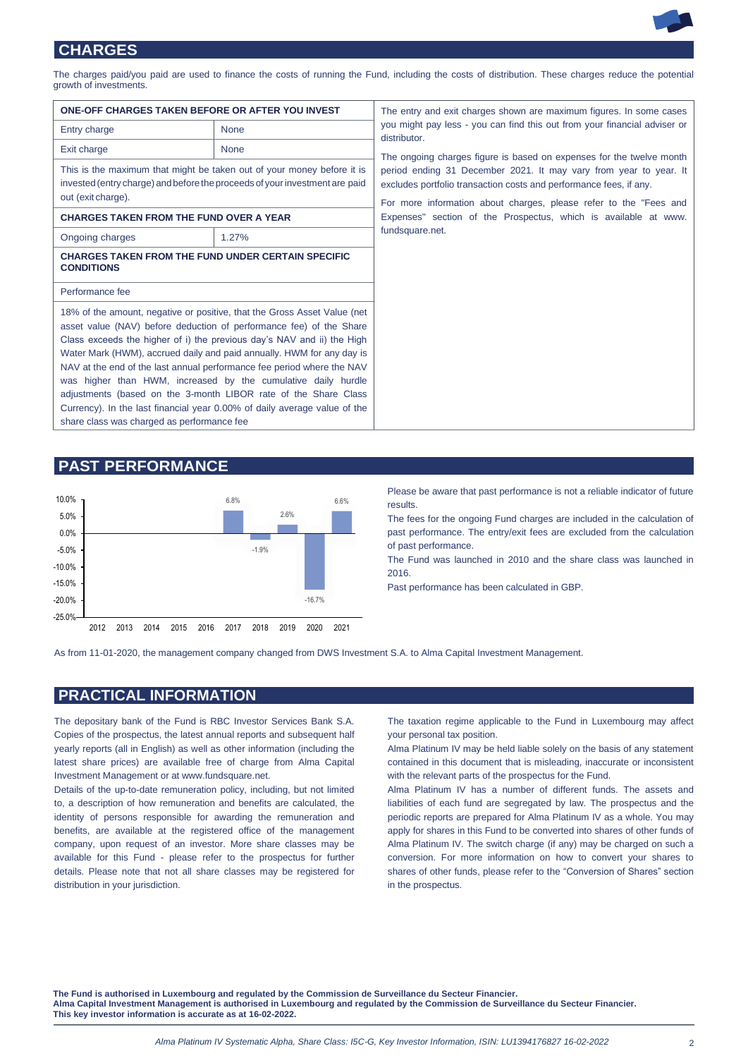## CHARGES

The charges paid/you paid are used to finance the costs of running the Fund, including the costs of distribution. These charges reduce the potential growth of investments.

| ONE-OFF CHARGES TAKEN BEFORE OR AFTER YOU INVEST | |
|---|---|
| Entry charge | None |
| Exit charge | None |
| This is the maximum that might be taken out of your money before it is invested (entry charge) and before the proceeds of your investment are paid out (exit charge). | |
| **CHARGES TAKEN FROM THE FUND OVER A YEAR** | |
| Ongoing charges | 1.27% |
| **CHARGES TAKEN FROM THE FUND UNDER CERTAIN SPECIFIC CONDITIONS** | |
| Performance fee | |
| 18% of the amount, negative or positive, that the Gross Asset Value (net asset value (NAV) before deduction of performance fee) of the Share Class exceeds the higher of i) the previous day's NAV and ii) the High Water Mark (HWM), accrued daily and paid annually. HWM for any day is NAV at the end of the last annual performance fee period where the NAV was higher than HWM, increased by the cumulative daily hurdle adjustments (based on the 3-month LIBOR rate of the Share Class Currency). In the last financial year 0.00% of daily average value of the share class was charged as performance fee | |

The entry and exit charges shown are maximum figures. In some cases you might pay less - you can find this out from your financial adviser or distributor.

The ongoing charges figure is based on expenses for the twelve month period ending 31 December 2021. It may vary from year to year. It excludes portfolio transaction costs and performance fees, if any.

For more information about charges, please refer to the "Fees and Expenses" section of the Prospectus, which is available at www.fundsquare.net.

## PAST PERFORMANCE

10.0%
5.0%
0.0%
-5.0%
-10.0%
-15.0%
-20.0%
-25.0%

6.8%
-1.9%
2.6%
-16.7%
6.6%

2012 2013 2014 2015 2016 2017 2018 2019 2020 2021

Please be aware that past performance is not a reliable indicator of future results.

The fees for the ongoing Fund charges are included in the calculation of past performance. The entry/exit fees are excluded from the calculation of past performance.

The Fund was launched in 2010 and the share class was launched in 2016.

Past performance has been calculated in GBP.

As from 11-01-2020, the management company changed from DWS Investment S.A. to Alma Capital Investment Management.

## PRACTICAL INFORMATION

The depositary bank of the Fund is RBC Investor Services Bank S.A. Copies of the prospectus, the latest annual reports and subsequent half yearly reports (all in English) as well as other information (including the latest share prices) are available free of charge from Alma Capital Investment Management or at www.fundsquare.net.

Details of the up-to-date remuneration policy, including, but not limited to, a description of how remuneration and benefits are calculated, the identity of persons responsible for awarding the remuneration and benefits, are available at the registered office of the management company, upon request of an investor. More share classes may be available for this Fund - please refer to the prospectus for further details. Please note that not all share classes may be registered for distribution in your jurisdiction.

The taxation regime applicable to the Fund in Luxembourg may affect your personal tax position.

Alma Platinum IV may be held liable solely on the basis of any statement contained in this document that is misleading, inaccurate or inconsistent with the relevant parts of the prospectus for the Fund.

Alma Platinum IV has a number of different funds. The assets and liabilities of each fund are segregated by law. The prospectus and the periodic reports are prepared for Alma Platinum IV as a whole. You may apply for shares in this Fund to be converted into shares of other funds of Alma Platinum IV. The switch charge (if any) may be charged on such a conversion. For more information on how to convert your shares to shares of other funds, please refer to the "Conversion of Shares" section in the prospectus.

**The Fund is authorised in Luxembourg and regulated by the Commission de Surveillance du Secteur Financier.**
**Alma Capital Investment Management is authorised in Luxembourg and regulated by the Commission de Surveillance du Secteur Financier.**
**This key investor information is accurate as at 16-02-2022.**